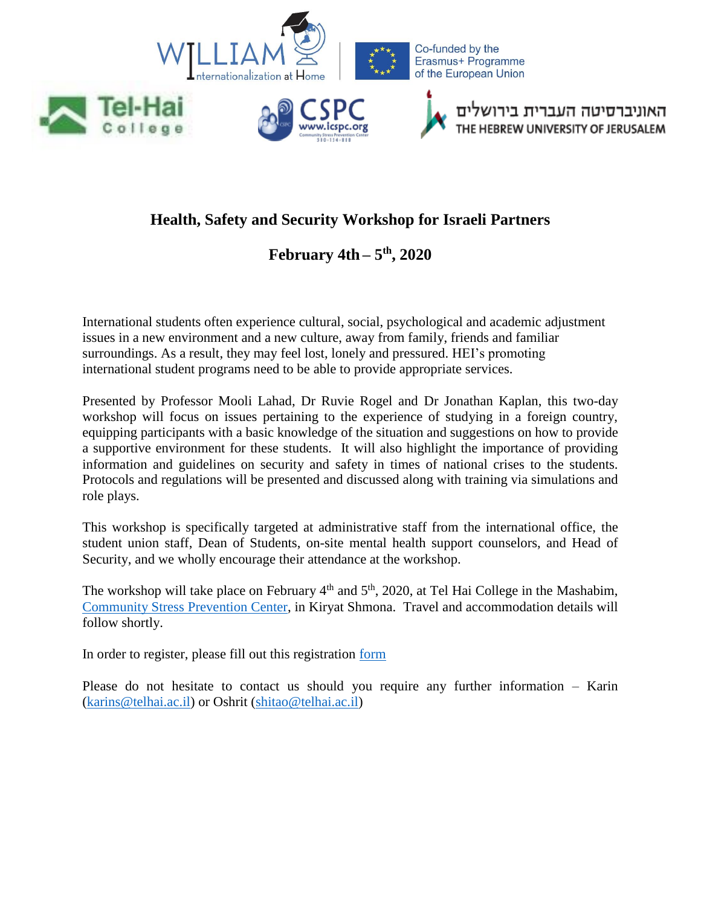# Health, Safety and Security Workshop for Israeli Partners

## February 4th – 5th, 2020

International students often experience cultural, social, psychological and academic adjustment issues in a new environment and a new culture, away from family, friends and familiar surroundings. As a result, they may feel lost, lonely and pressured. HEI's promoting international student programs need to be able to provide appropriate services.

Presented by Professor Mooli Lahad, Dr Ruvie Rogel and Dr Jonathan Kaplan, this two-day workshop will focus on issues pertaining to the experience of studying in a foreign country, equipping participants with a basic knowledge of the situation and suggestions on how to provide a supportive environment for these students. It will also highlight the importance of providing information and guidelines on security and safety in times of national crises to the students. Protocols and regulations will be presented and discussed along with training via simulations and role plays.

This workshop is specifically targeted at administrative staff from the international office, the student union staff, Dean of Students, on-site mental health support counselors, and Head of Security, and we wholly encourage their attendance at the workshop.

The workshop will take place on February 4th and 5th, 2020, at Tel Hai College in the Mashabim, Community Stress Prevention Center, in Kiryat Shmona. Travel and accommodation details will follow shortly.

In order to register, please fill out this registration form

Please do not hesitate to contact us should you require any further information – Karin (karins@telhai.ac.il) or Oshrit (shitao@telhai.ac.il)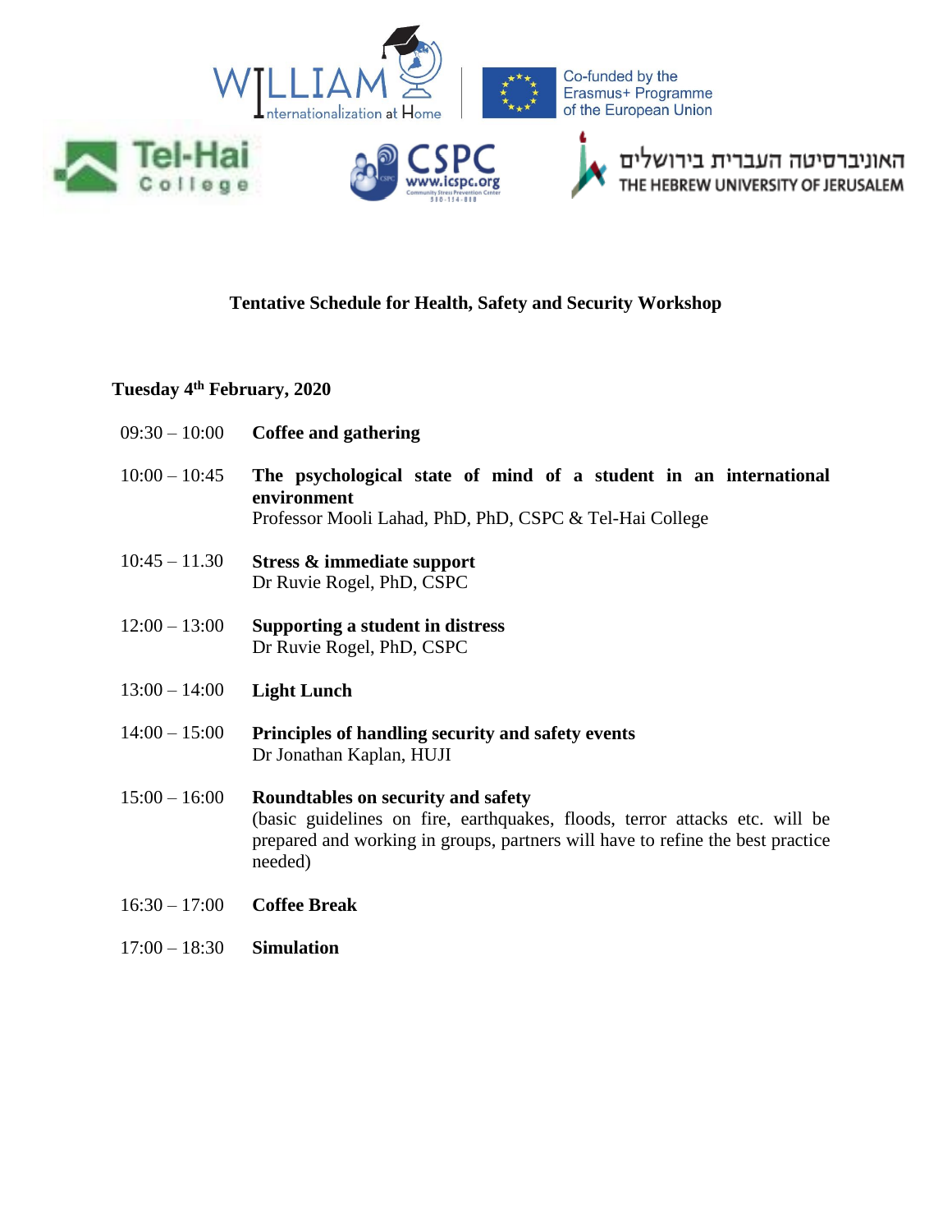## Tentative Schedule for Health, Safety and Security Workshop

**Tuesday 4th February, 2020**

09:30 – 10:00 **Coffee and gathering**

10:00 – 10:45 **The psychological state of mind of a student in an international environment**
Professor Mooli Lahad, PhD, PhD, CSPC & Tel-Hai College

10:45 – 11.30 **Stress & immediate support**
Dr Ruvie Rogel, PhD, CSPC

12:00 – 13:00 **Supporting a student in distress**
Dr Ruvie Rogel, PhD, CSPC

13:00 – 14:00 **Light Lunch**

14:00 – 15:00 **Principles of handling security and safety events**
Dr Jonathan Kaplan, HUJI

15:00 – 16:00 **Roundtables on security and safety**
(basic guidelines on fire, earthquakes, floods, terror attacks etc. will be prepared and working in groups, partners will have to refine the best practice needed)

16:30 – 17:00 **Coffee Break**

17:00 – 18:30 **Simulation**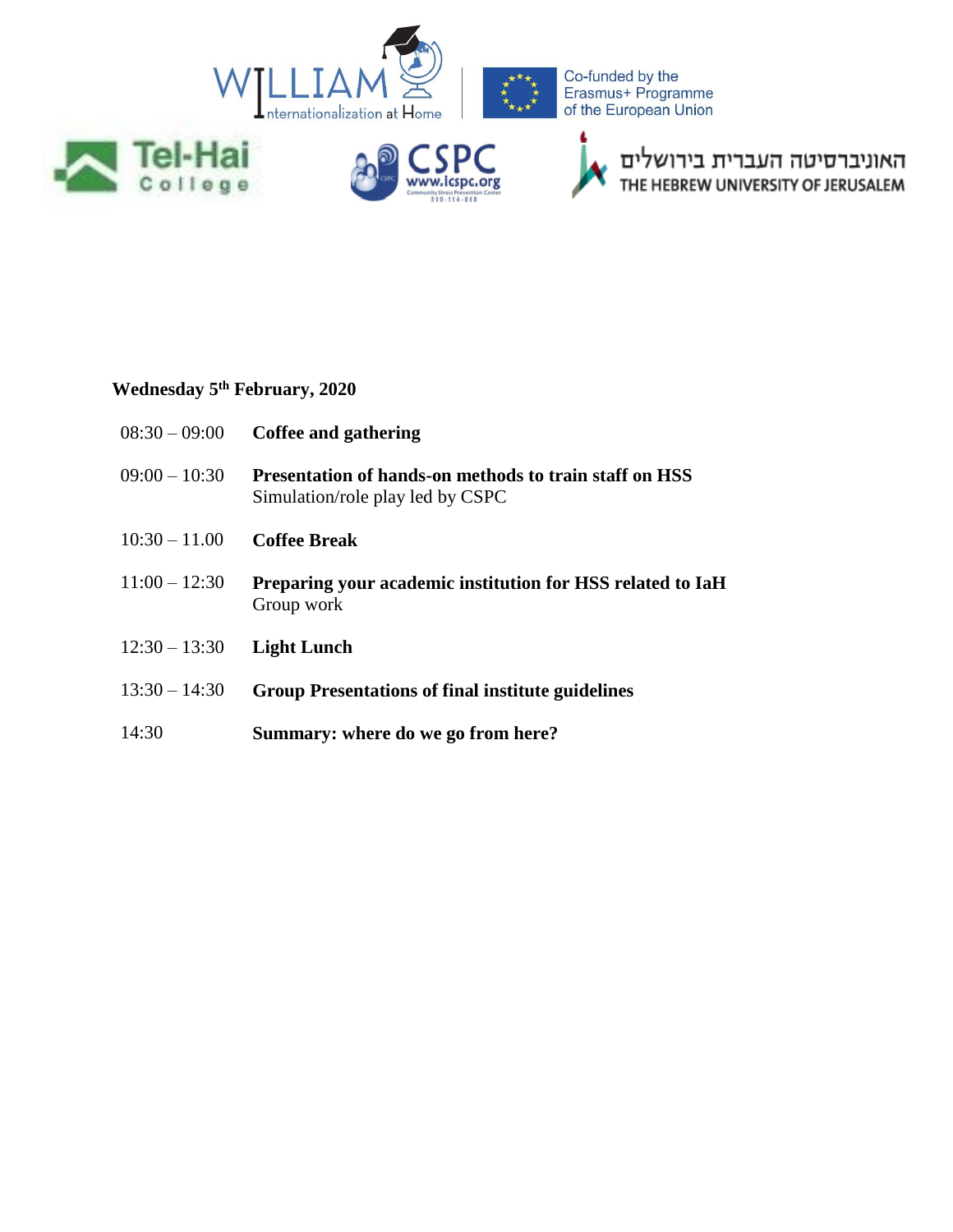WILLIAM Internationalization at Home

Co-funded by the Erasmus+ Programme of the European Union

Tel-Hai College

CSPC www.icspc.org Community Stress Prevention Center

האוניברסיטה העברית בירושלים
THE HEBREW UNIVERSITY OF JERUSALEM

**Wednesday 5th February, 2020**

| | |
|---|---|
| 08:30 – 09:00 | **Coffee and gathering** |
| 09:00 – 10:30 | **Presentation of hands-on methods to train staff on HSS**<br>Simulation/role play led by CSPC |
| 10:30 – 11.00 | **Coffee Break** |
| 11:00 – 12:30 | **Preparing your academic institution for HSS related to IaH**<br>Group work |
| 12:30 – 13:30 | **Light Lunch** |
| 13:30 – 14:30 | **Group Presentations of final institute guidelines** |
| 14:30 | **Summary: where do we go from here?** |